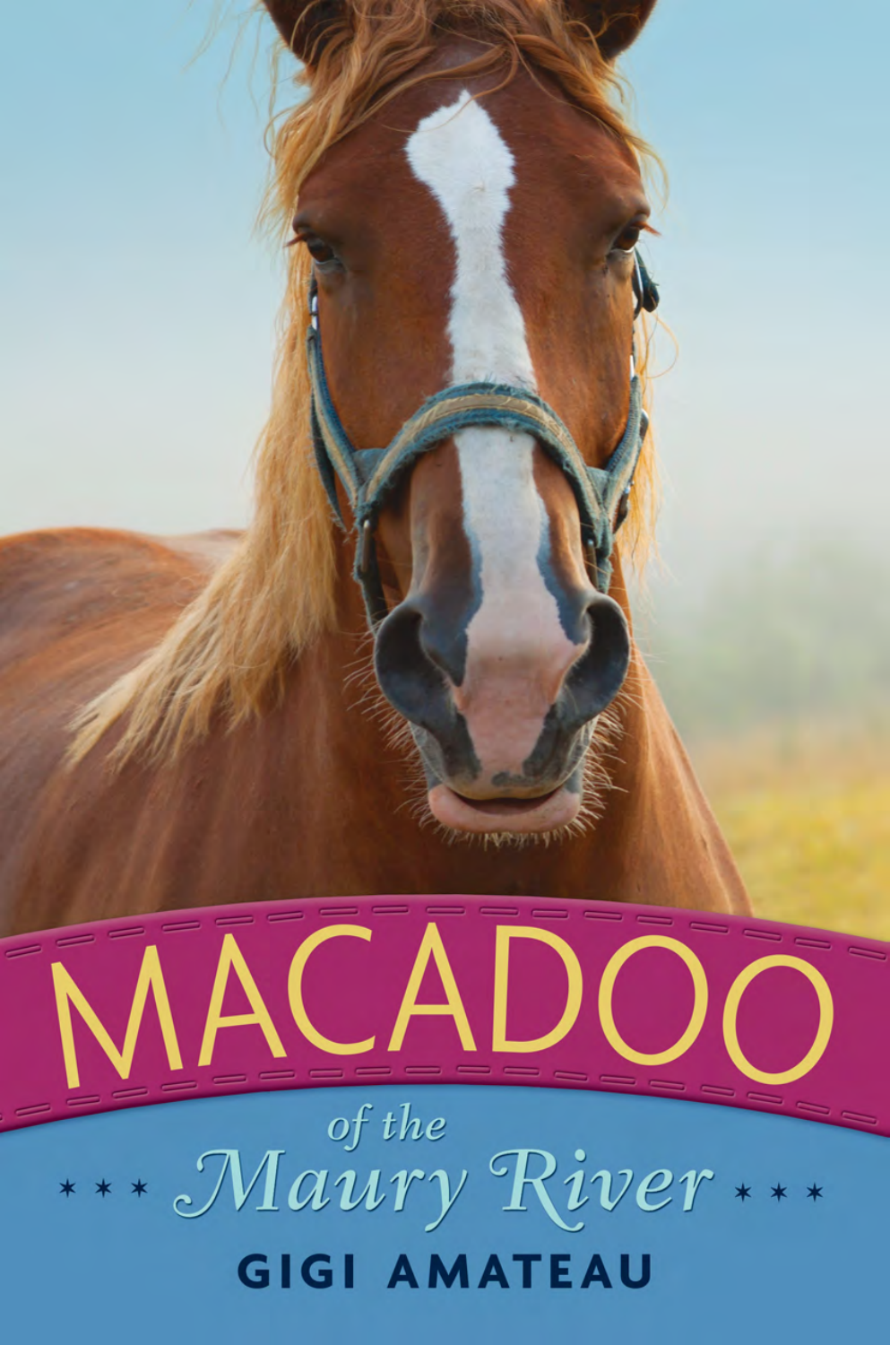# MACADOO

## *of the Maury River*

**GIGI AMATEAU**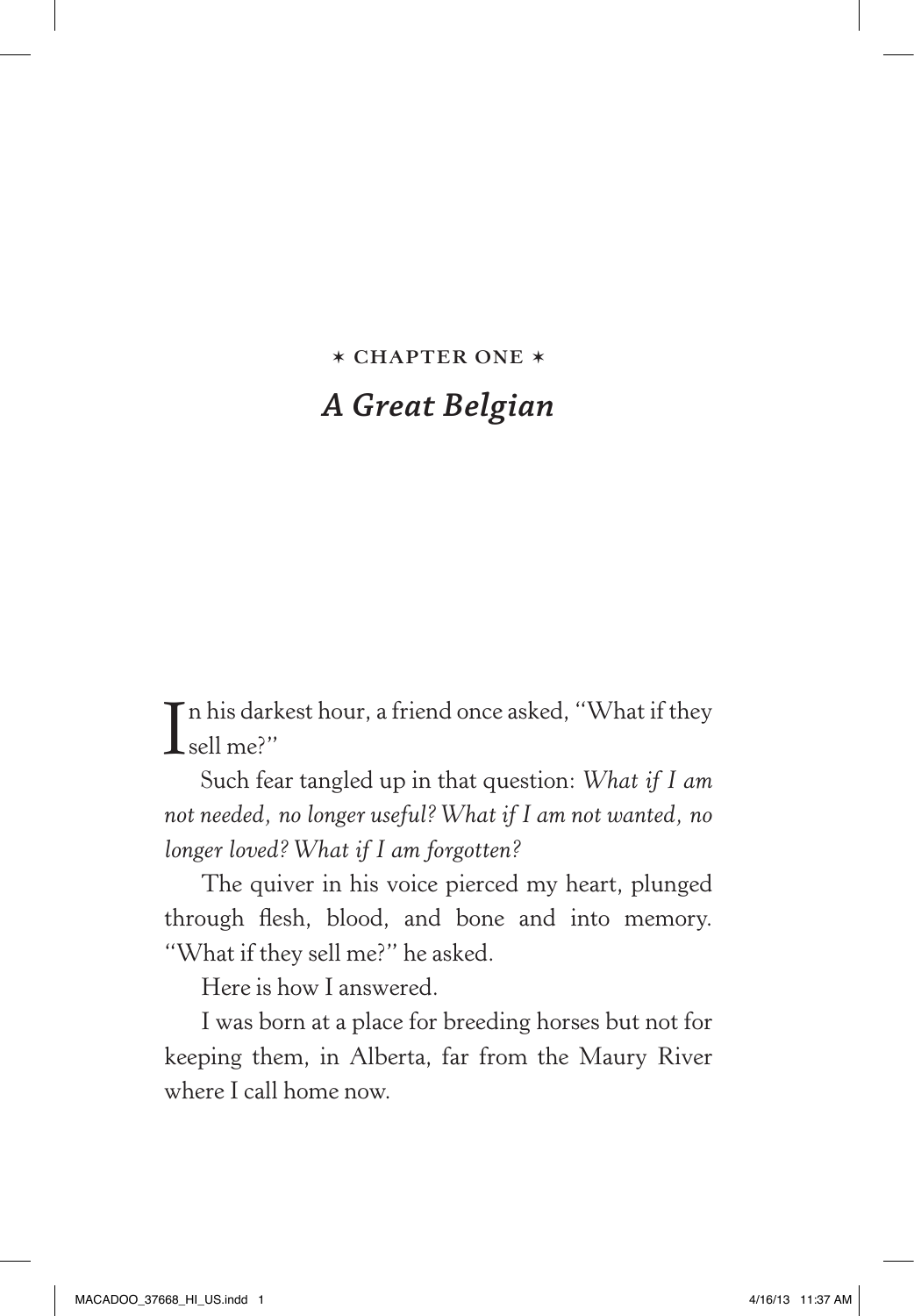✶ CHAPTER ONE ✶

# *A Great Belgian*

In his darkest hour, a friend once asked, "What if they sell me?"

Such fear tangled up in that question: *What if I am not needed, no longer useful? What if I am not wanted, no longer loved? What if I am forgotten?*

The quiver in his voice pierced my heart, plunged through flesh, blood, and bone and into memory. "What if they sell me?" he asked.

Here is how I answered.

I was born at a place for breeding horses but not for keeping them, in Alberta, far from the Maury River where I call home now.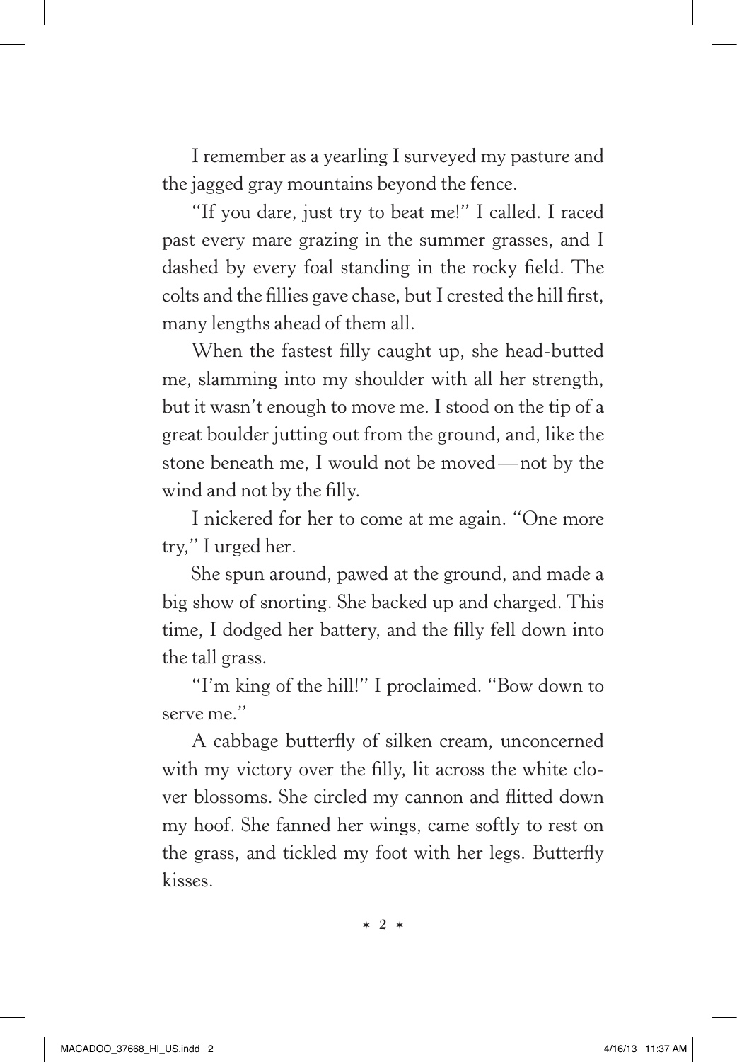I remember as a yearling I surveyed my pasture and the jagged gray mountains beyond the fence.

"If you dare, just try to beat me!" I called. I raced past every mare grazing in the summer grasses, and I dashed by every foal standing in the rocky field. The colts and the fillies gave chase, but I crested the hill first, many lengths ahead of them all.

When the fastest filly caught up, she head-butted me, slamming into my shoulder with all her strength, but it wasn't enough to move me. I stood on the tip of a great boulder jutting out from the ground, and, like the stone beneath me, I would not be moved—not by the wind and not by the filly.

I nickered for her to come at me again. "One more try," I urged her.

She spun around, pawed at the ground, and made a big show of snorting. She backed up and charged. This time, I dodged her battery, and the filly fell down into the tall grass.

"I'm king of the hill!" I proclaimed. "Bow down to serve me."

A cabbage butterfly of silken cream, unconcerned with my victory over the filly, lit across the white clover blossoms. She circled my cannon and flitted down my hoof. She fanned her wings, came softly to rest on the grass, and tickled my foot with her legs. Butterfly kisses.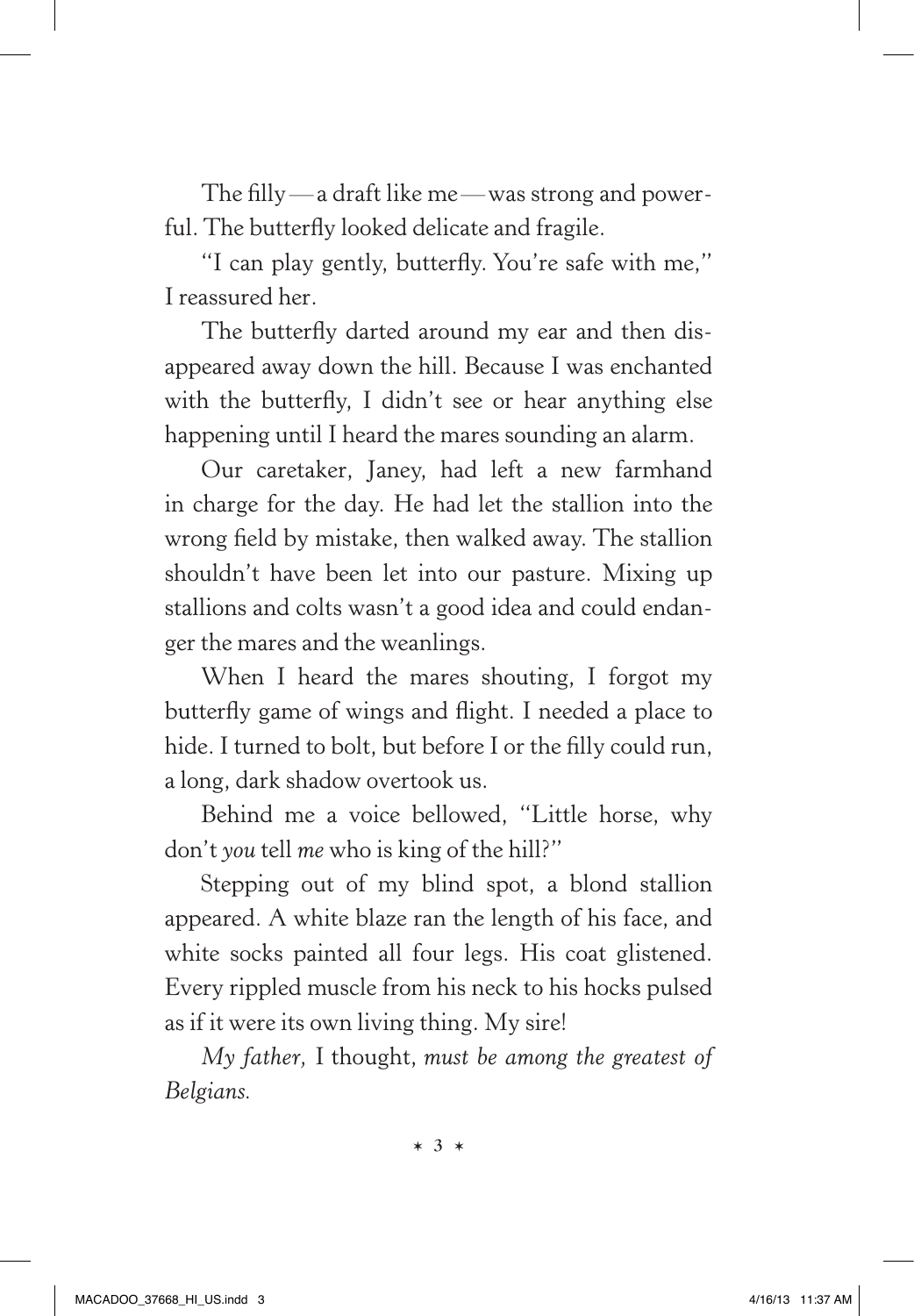The filly — a draft like me — was strong and powerful. The butterfly looked delicate and fragile.

"I can play gently, butterfly. You're safe with me," I reassured her.

The butterfly darted around my ear and then disappeared away down the hill. Because I was enchanted with the butterfly, I didn't see or hear anything else happening until I heard the mares sounding an alarm.

Our caretaker, Janey, had left a new farmhand in charge for the day. He had let the stallion into the wrong field by mistake, then walked away. The stallion shouldn't have been let into our pasture. Mixing up stallions and colts wasn't a good idea and could endanger the mares and the weanlings.

When I heard the mares shouting, I forgot my butterfly game of wings and flight. I needed a place to hide. I turned to bolt, but before I or the filly could run, a long, dark shadow overtook us.

Behind me a voice bellowed, "Little horse, why don't *you* tell *me* who is king of the hill?"

Stepping out of my blind spot, a blond stallion appeared. A white blaze ran the length of his face, and white socks painted all four legs. His coat glistened. Every rippled muscle from his neck to his hocks pulsed as if it were its own living thing. My sire!

*My father,* I thought, *must be among the greatest of Belgians.*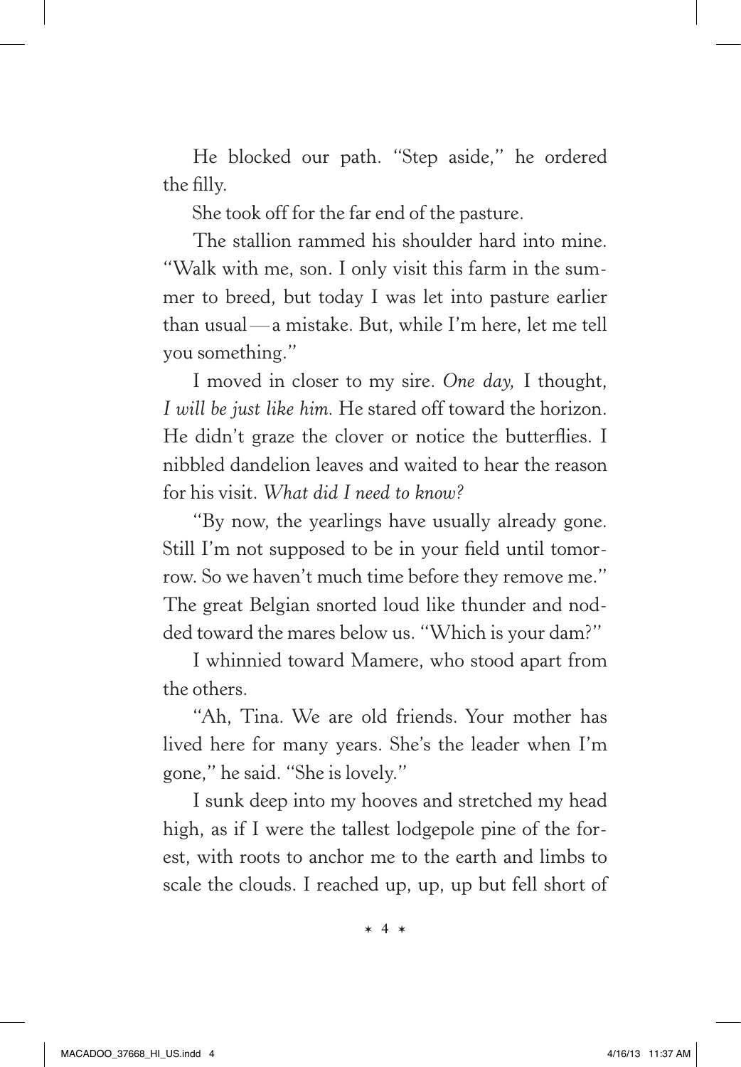He blocked our path. "Step aside," he ordered the filly.

She took off for the far end of the pasture.

The stallion rammed his shoulder hard into mine. "Walk with me, son. I only visit this farm in the summer to breed, but today I was let into pasture earlier than usual — a mistake. But, while I'm here, let me tell you something."

I moved in closer to my sire. *One day,* I thought, *I will be just like him.* He stared off toward the horizon. He didn't graze the clover or notice the butterflies. I nibbled dandelion leaves and waited to hear the reason for his visit. *What did I need to know?*

"By now, the yearlings have usually already gone. Still I'm not supposed to be in your field until tomorrow. So we haven't much time before they remove me." The great Belgian snorted loud like thunder and nodded toward the mares below us. "Which is your dam?"

I whinnied toward Mamere, who stood apart from the others.

"Ah, Tina. We are old friends. Your mother has lived here for many years. She's the leader when I'm gone," he said. "She is lovely."

I sunk deep into my hooves and stretched my head high, as if I were the tallest lodgepole pine of the forest, with roots to anchor me to the earth and limbs to scale the clouds. I reached up, up, up but fell short of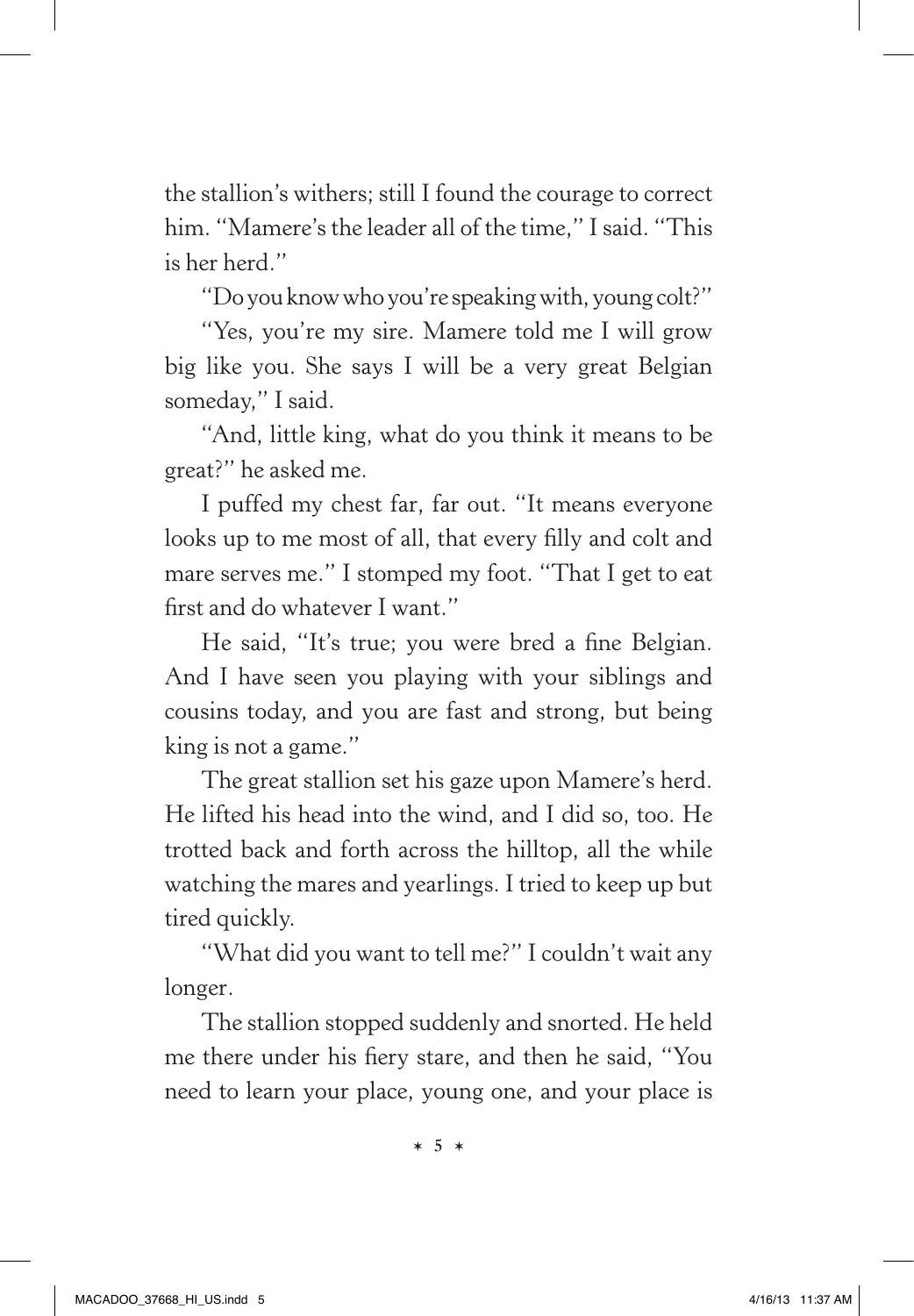the stallion's withers; still I found the courage to correct him. "Mamere's the leader all of the time," I said. "This is her herd."

"Do you know who you're speaking with, young colt?"

"Yes, you're my sire. Mamere told me I will grow big like you. She says I will be a very great Belgian someday," I said.

"And, little king, what do you think it means to be great?" he asked me.

I puffed my chest far, far out. "It means everyone looks up to me most of all, that every filly and colt and mare serves me." I stomped my foot. "That I get to eat first and do whatever I want."

He said, "It's true; you were bred a fine Belgian. And I have seen you playing with your siblings and cousins today, and you are fast and strong, but being king is not a game."

The great stallion set his gaze upon Mamere's herd. He lifted his head into the wind, and I did so, too. He trotted back and forth across the hilltop, all the while watching the mares and yearlings. I tried to keep up but tired quickly.

"What did you want to tell me?" I couldn't wait any longer.

The stallion stopped suddenly and snorted. He held me there under his fiery stare, and then he said, "You need to learn your place, young one, and your place is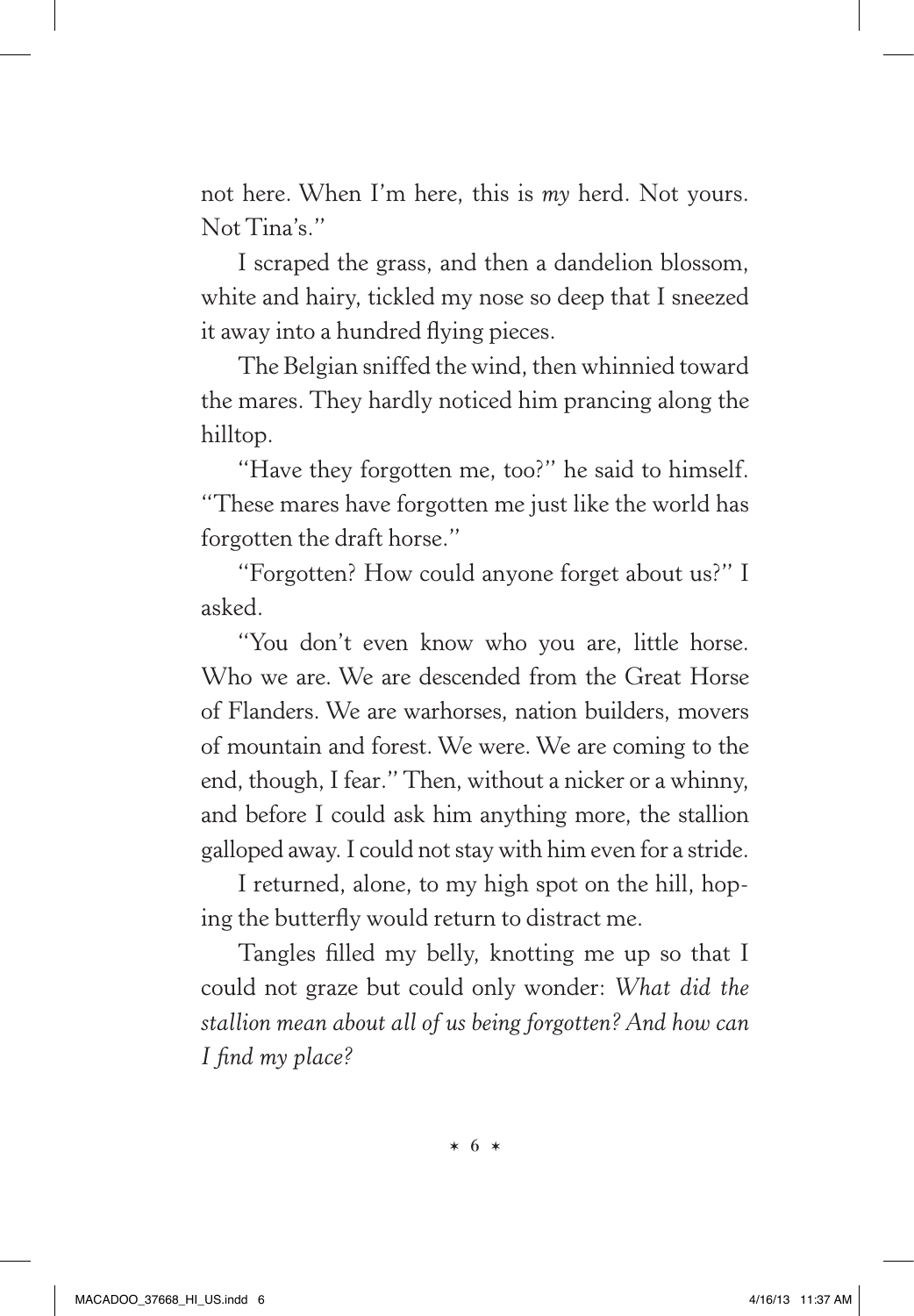not here. When I'm here, this is *my* herd. Not yours. Not Tina's."

I scraped the grass, and then a dandelion blossom, white and hairy, tickled my nose so deep that I sneezed it away into a hundred flying pieces.

The Belgian sniffed the wind, then whinnied toward the mares. They hardly noticed him prancing along the hilltop.

"Have they forgotten me, too?" he said to himself. "These mares have forgotten me just like the world has forgotten the draft horse."

"Forgotten? How could anyone forget about us?" I asked.

"You don't even know who you are, little horse. Who we are. We are descended from the Great Horse of Flanders. We are warhorses, nation builders, movers of mountain and forest. We were. We are coming to the end, though, I fear." Then, without a nicker or a whinny, and before I could ask him anything more, the stallion galloped away. I could not stay with him even for a stride.

I returned, alone, to my high spot on the hill, hoping the butterfly would return to distract me.

Tangles filled my belly, knotting me up so that I could not graze but could only wonder: *What did the stallion mean about all of us being forgotten? And how can I find my place?*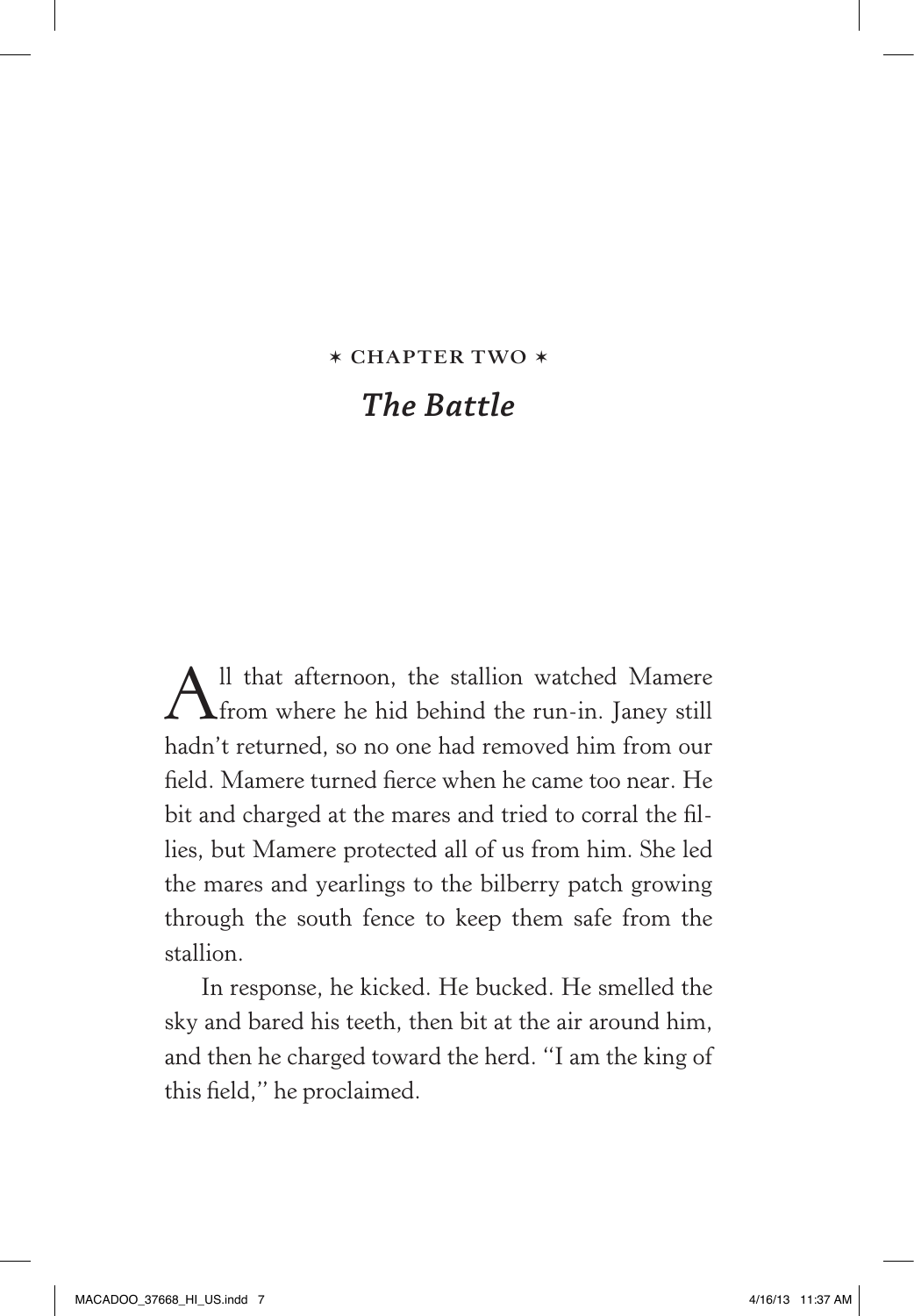✶ CHAPTER TWO ✶

# *The Battle*

All that afternoon, the stallion watched Mamere from where he hid behind the run-in. Janey still hadn't returned, so no one had removed him from our field. Mamere turned fierce when he came too near. He bit and charged at the mares and tried to corral the fillies, but Mamere protected all of us from him. She led the mares and yearlings to the bilberry patch growing through the south fence to keep them safe from the stallion.

In response, he kicked. He bucked. He smelled the sky and bared his teeth, then bit at the air around him, and then he charged toward the herd. "I am the king of this field," he proclaimed.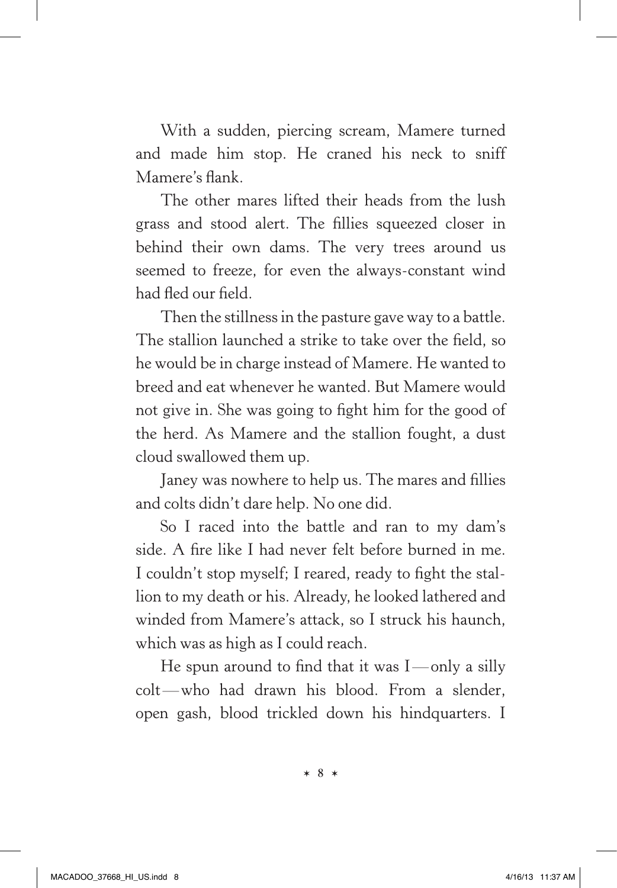With a sudden, piercing scream, Mamere turned and made him stop. He craned his neck to sniff Mamere's flank.

The other mares lifted their heads from the lush grass and stood alert. The fillies squeezed closer in behind their own dams. The very trees around us seemed to freeze, for even the always-constant wind had fled our field.

Then the stillness in the pasture gave way to a battle. The stallion launched a strike to take over the field, so he would be in charge instead of Mamere. He wanted to breed and eat whenever he wanted. But Mamere would not give in. She was going to fight him for the good of the herd. As Mamere and the stallion fought, a dust cloud swallowed them up.

Janey was nowhere to help us. The mares and fillies and colts didn't dare help. No one did.

So I raced into the battle and ran to my dam's side. A fire like I had never felt before burned in me. I couldn't stop myself; I reared, ready to fight the stallion to my death or his. Already, he looked lathered and winded from Mamere's attack, so I struck his haunch, which was as high as I could reach.

He spun around to find that it was I — only a silly colt — who had drawn his blood. From a slender, open gash, blood trickled down his hindquarters. I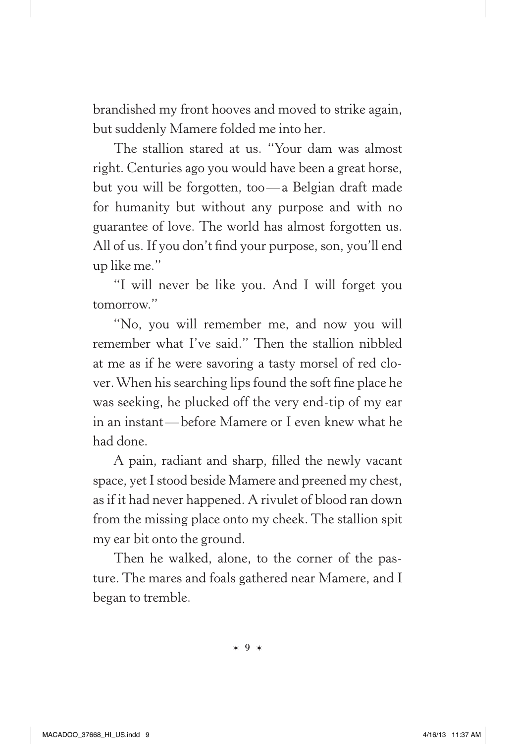brandished my front hooves and moved to strike again, but suddenly Mamere folded me into her.

The stallion stared at us. "Your dam was almost right. Centuries ago you would have been a great horse, but you will be forgotten, too—a Belgian draft made for humanity but without any purpose and with no guarantee of love. The world has almost forgotten us. All of us. If you don't find your purpose, son, you'll end up like me."

"I will never be like you. And I will forget you tomorrow."

"No, you will remember me, and now you will remember what I've said." Then the stallion nibbled at me as if he were savoring a tasty morsel of red clover. When his searching lips found the soft fine place he was seeking, he plucked off the very end-tip of my ear in an instant—before Mamere or I even knew what he had done.

A pain, radiant and sharp, filled the newly vacant space, yet I stood beside Mamere and preened my chest, as if it had never happened. A rivulet of blood ran down from the missing place onto my cheek. The stallion spit my ear bit onto the ground.

Then he walked, alone, to the corner of the pasture. The mares and foals gathered near Mamere, and I began to tremble.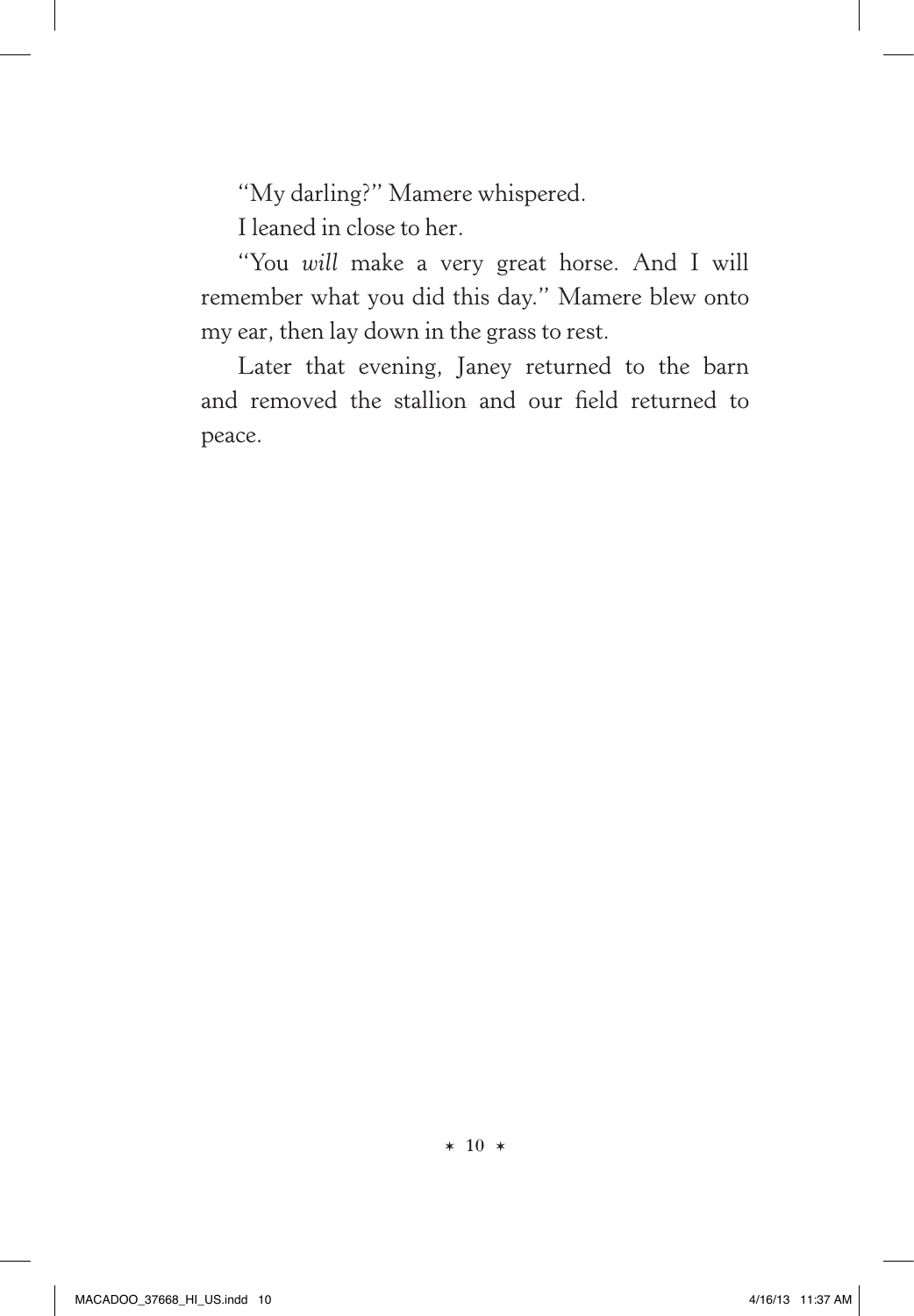"My darling?" Mamere whispered.

I leaned in close to her.

"You *will* make a very great horse. And I will remember what you did this day." Mamere blew onto my ear, then lay down in the grass to rest.

Later that evening, Janey returned to the barn and removed the stallion and our field returned to peace.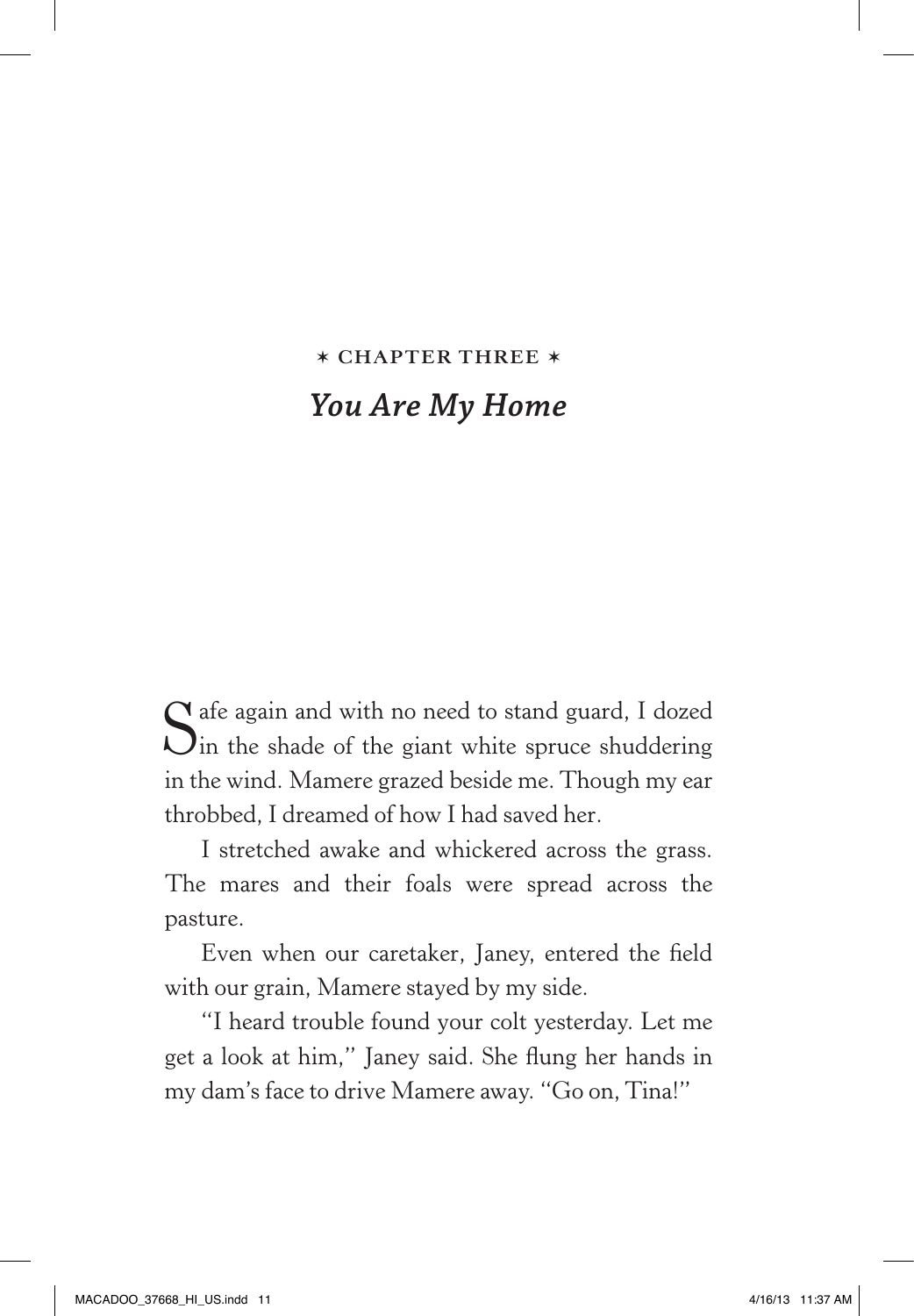✶ CHAPTER THREE ✶

# *You Are My Home*

Safe again and with no need to stand guard, I dozed in the shade of the giant white spruce shuddering in the wind. Mamere grazed beside me. Though my ear throbbed, I dreamed of how I had saved her.

I stretched awake and whickered across the grass. The mares and their foals were spread across the pasture.

Even when our caretaker, Janey, entered the field with our grain, Mamere stayed by my side.

"I heard trouble found your colt yesterday. Let me get a look at him," Janey said. She flung her hands in my dam's face to drive Mamere away. "Go on, Tina!"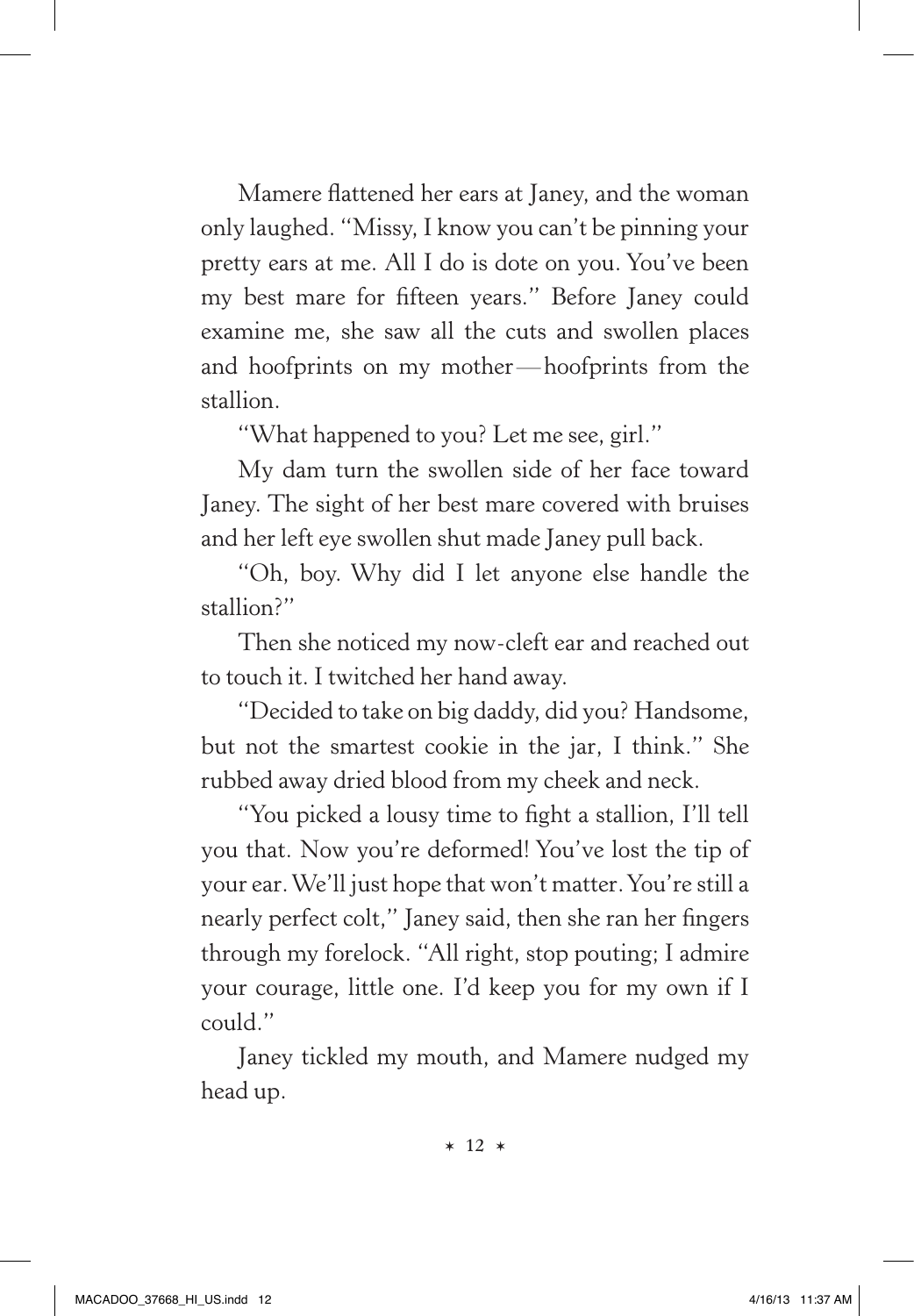Mamere flattened her ears at Janey, and the woman only laughed. "Missy, I know you can't be pinning your pretty ears at me. All I do is dote on you. You've been my best mare for fifteen years." Before Janey could examine me, she saw all the cuts and swollen places and hoofprints on my mother—hoofprints from the stallion.

"What happened to you? Let me see, girl."

My dam turn the swollen side of her face toward Janey. The sight of her best mare covered with bruises and her left eye swollen shut made Janey pull back.

"Oh, boy. Why did I let anyone else handle the stallion?"

Then she noticed my now-cleft ear and reached out to touch it. I twitched her hand away.

"Decided to take on big daddy, did you? Handsome, but not the smartest cookie in the jar, I think." She rubbed away dried blood from my cheek and neck.

"You picked a lousy time to fight a stallion, I'll tell you that. Now you're deformed! You've lost the tip of your ear. We'll just hope that won't matter. You're still a nearly perfect colt," Janey said, then she ran her fingers through my forelock. "All right, stop pouting; I admire your courage, little one. I'd keep you for my own if I could."

Janey tickled my mouth, and Mamere nudged my head up.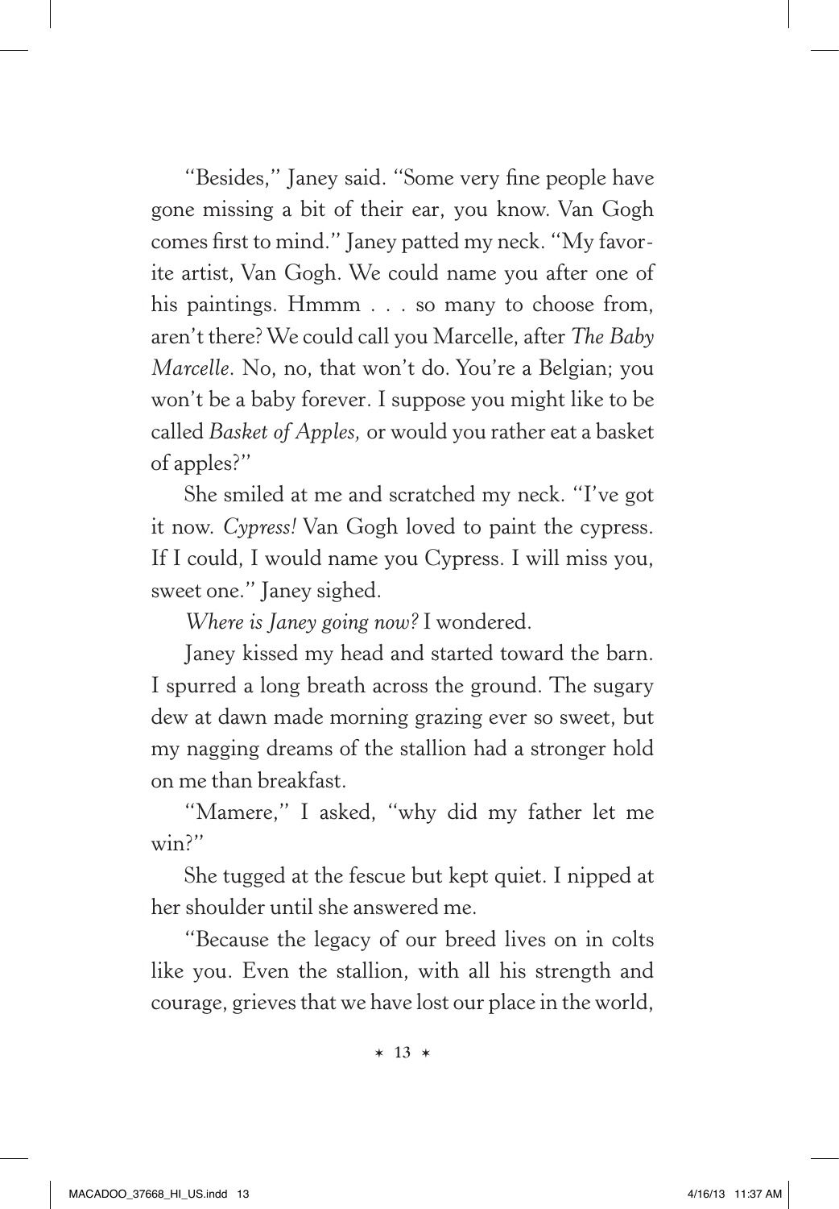"Besides," Janey said. "Some very fine people have gone missing a bit of their ear, you know. Van Gogh comes first to mind." Janey patted my neck. "My favorite artist, Van Gogh. We could name you after one of his paintings. Hmmm . . . so many to choose from, aren't there? We could call you Marcelle, after *The Baby Marcelle*. No, no, that won't do. You're a Belgian; you won't be a baby forever. I suppose you might like to be called *Basket of Apples,* or would you rather eat a basket of apples?"

She smiled at me and scratched my neck. "I've got it now. *Cypress!* Van Gogh loved to paint the cypress. If I could, I would name you Cypress. I will miss you, sweet one." Janey sighed.

*Where is Janey going now?* I wondered.

Janey kissed my head and started toward the barn. I spurred a long breath across the ground. The sugary dew at dawn made morning grazing ever so sweet, but my nagging dreams of the stallion had a stronger hold on me than breakfast.

"Mamere," I asked, "why did my father let me win?"

She tugged at the fescue but kept quiet. I nipped at her shoulder until she answered me.

"Because the legacy of our breed lives on in colts like you. Even the stallion, with all his strength and courage, grieves that we have lost our place in the world,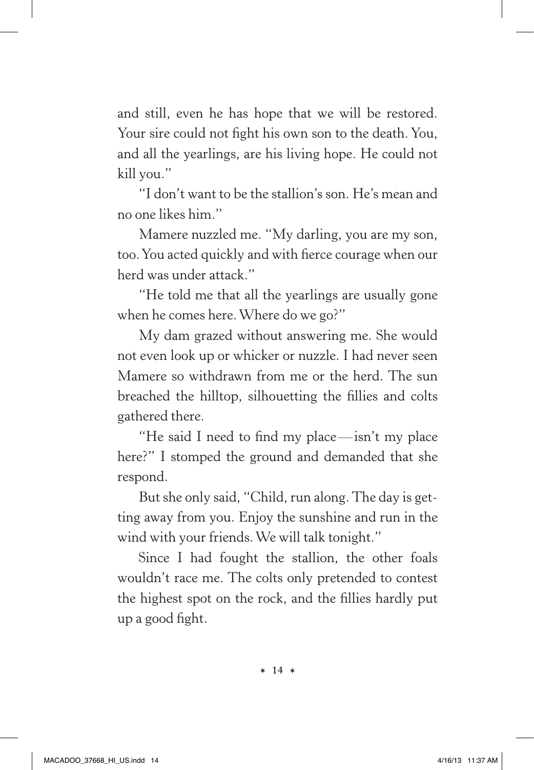and still, even he has hope that we will be restored. Your sire could not fight his own son to the death. You, and all the yearlings, are his living hope. He could not kill you."

"I don't want to be the stallion's son. He's mean and no one likes him."

Mamere nuzzled me. "My darling, you are my son, too. You acted quickly and with fierce courage when our herd was under attack."

"He told me that all the yearlings are usually gone when he comes here. Where do we go?"

My dam grazed without answering me. She would not even look up or whicker or nuzzle. I had never seen Mamere so withdrawn from me or the herd. The sun breached the hilltop, silhouetting the fillies and colts gathered there.

"He said I need to find my place—isn't my place here?" I stomped the ground and demanded that she respond.

But she only said, "Child, run along. The day is getting away from you. Enjoy the sunshine and run in the wind with your friends. We will talk tonight."

Since I had fought the stallion, the other foals wouldn't race me. The colts only pretended to contest the highest spot on the rock, and the fillies hardly put up a good fight.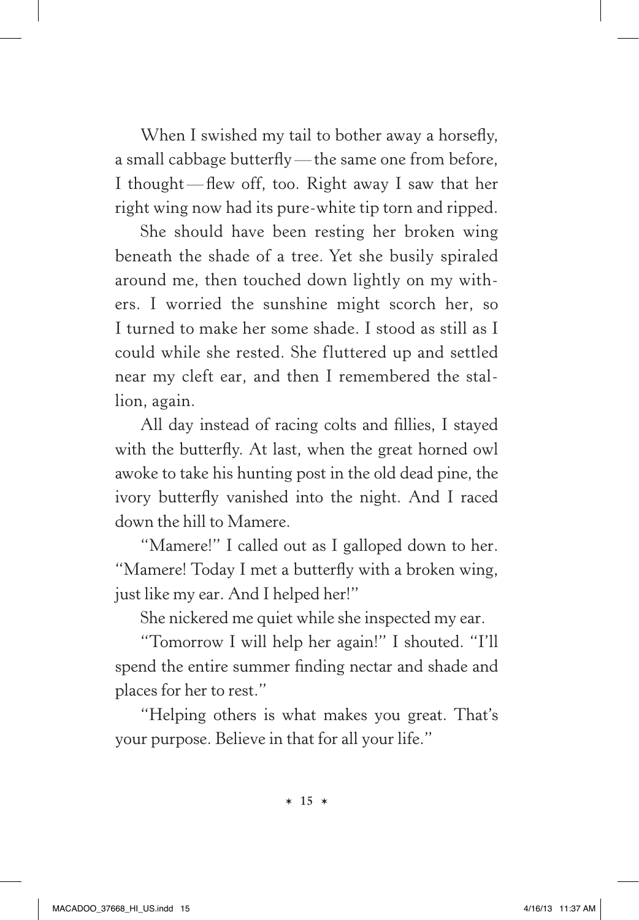When I swished my tail to bother away a horsefly, a small cabbage butterfly — the same one from before, I thought — flew off, too. Right away I saw that her right wing now had its pure-white tip torn and ripped.

She should have been resting her broken wing beneath the shade of a tree. Yet she busily spiraled around me, then touched down lightly on my withers. I worried the sunshine might scorch her, so I turned to make her some shade. I stood as still as I could while she rested. She fluttered up and settled near my cleft ear, and then I remembered the stallion, again.

All day instead of racing colts and fillies, I stayed with the butterfly. At last, when the great horned owl awoke to take his hunting post in the old dead pine, the ivory butterfly vanished into the night. And I raced down the hill to Mamere.

"Mamere!" I called out as I galloped down to her. "Mamere! Today I met a butterfly with a broken wing, just like my ear. And I helped her!"

She nickered me quiet while she inspected my ear.

"Tomorrow I will help her again!" I shouted. "I'll spend the entire summer finding nectar and shade and places for her to rest."

"Helping others is what makes you great. That's your purpose. Believe in that for all your life."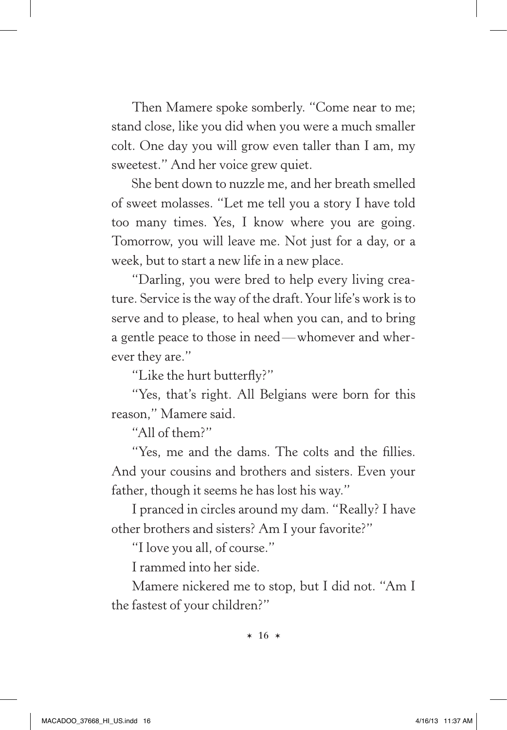Then Mamere spoke somberly. "Come near to me; stand close, like you did when you were a much smaller colt. One day you will grow even taller than I am, my sweetest." And her voice grew quiet.

She bent down to nuzzle me, and her breath smelled of sweet molasses. "Let me tell you a story I have told too many times. Yes, I know where you are going. Tomorrow, you will leave me. Not just for a day, or a week, but to start a new life in a new place.

"Darling, you were bred to help every living creature. Service is the way of the draft. Your life's work is to serve and to please, to heal when you can, and to bring a gentle peace to those in need — whomever and wherever they are."

"Like the hurt butterfly?"

"Yes, that's right. All Belgians were born for this reason," Mamere said.

"All of them?"

"Yes, me and the dams. The colts and the fillies. And your cousins and brothers and sisters. Even your father, though it seems he has lost his way."

I pranced in circles around my dam. "Really? I have other brothers and sisters? Am I your favorite?"

"I love you all, of course."

I rammed into her side.

Mamere nickered me to stop, but I did not. "Am I the fastest of your children?"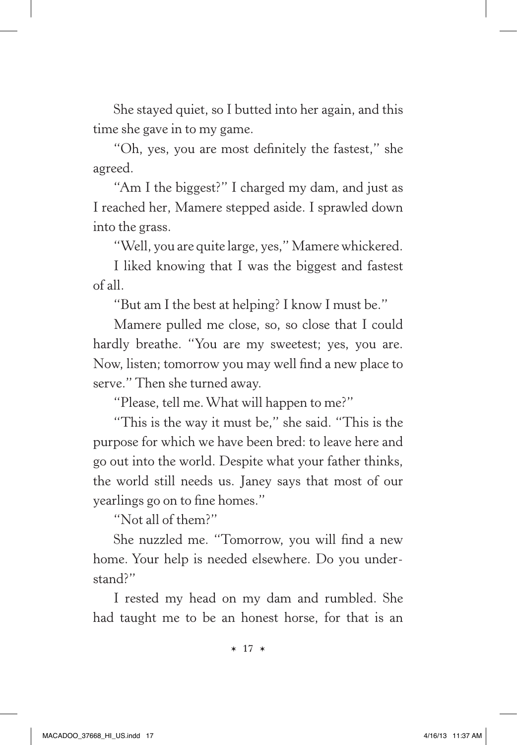She stayed quiet, so I butted into her again, and this time she gave in to my game.

"Oh, yes, you are most definitely the fastest," she agreed.

"Am I the biggest?" I charged my dam, and just as I reached her, Mamere stepped aside. I sprawled down into the grass.

"Well, you are quite large, yes," Mamere whickered.

I liked knowing that I was the biggest and fastest of all.

"But am I the best at helping? I know I must be."

Mamere pulled me close, so, so close that I could hardly breathe. "You are my sweetest; yes, you are. Now, listen; tomorrow you may well find a new place to serve." Then she turned away.

"Please, tell me. What will happen to me?"

"This is the way it must be," she said. "This is the purpose for which we have been bred: to leave here and go out into the world. Despite what your father thinks, the world still needs us. Janey says that most of our yearlings go on to fine homes."

"Not all of them?"

She nuzzled me. "Tomorrow, you will find a new home. Your help is needed elsewhere. Do you understand?"

I rested my head on my dam and rumbled. She had taught me to be an honest horse, for that is an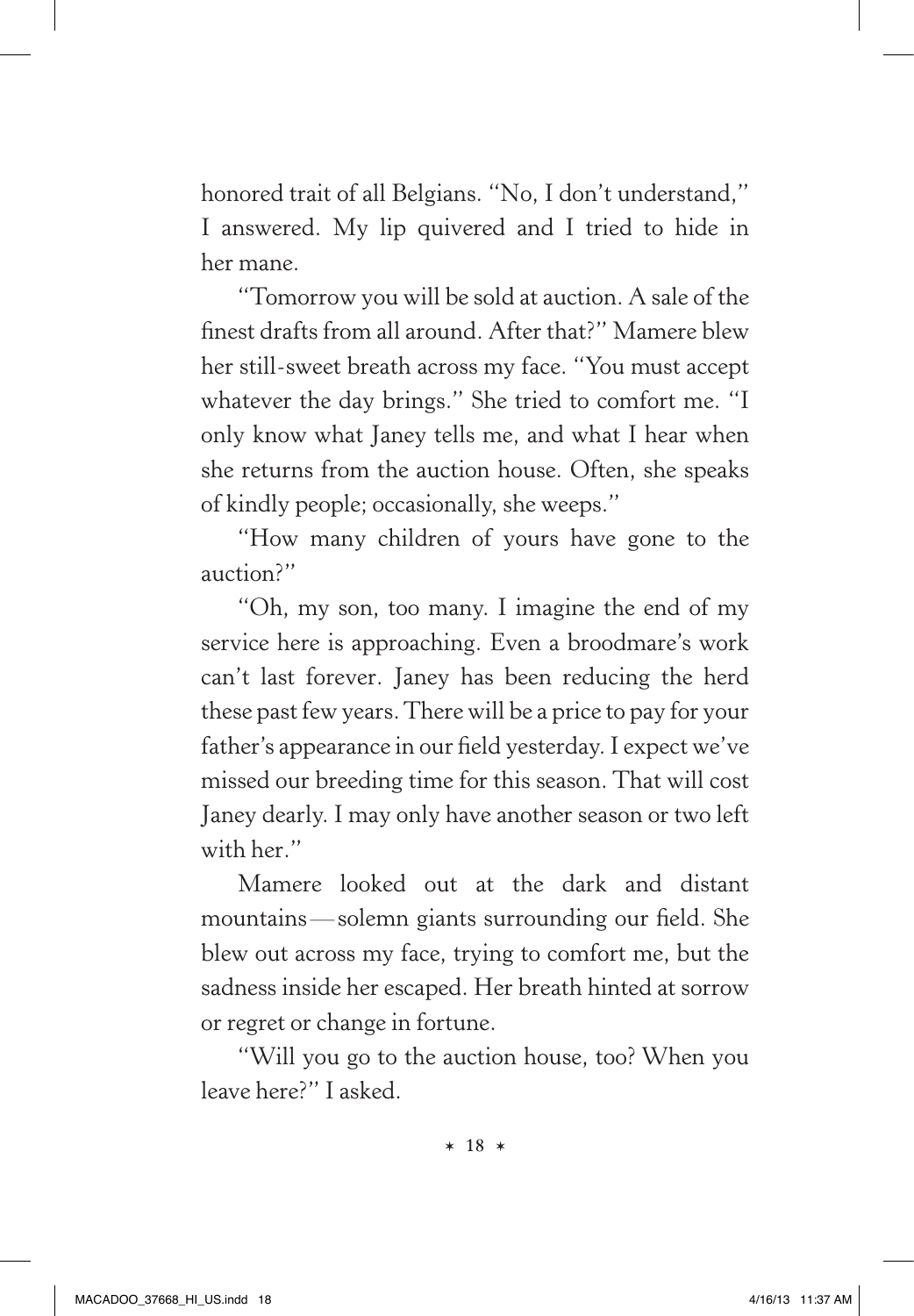honored trait of all Belgians. "No, I don't understand," I answered. My lip quivered and I tried to hide in her mane.

"Tomorrow you will be sold at auction. A sale of the finest drafts from all around. After that?" Mamere blew her still-sweet breath across my face. "You must accept whatever the day brings." She tried to comfort me. "I only know what Janey tells me, and what I hear when she returns from the auction house. Often, she speaks of kindly people; occasionally, she weeps."

"How many children of yours have gone to the auction?"

"Oh, my son, too many. I imagine the end of my service here is approaching. Even a broodmare's work can't last forever. Janey has been reducing the herd these past few years. There will be a price to pay for your father's appearance in our field yesterday. I expect we've missed our breeding time for this season. That will cost Janey dearly. I may only have another season or two left with her."

Mamere looked out at the dark and distant mountains — solemn giants surrounding our field. She blew out across my face, trying to comfort me, but the sadness inside her escaped. Her breath hinted at sorrow or regret or change in fortune.

"Will you go to the auction house, too? When you leave here?" I asked.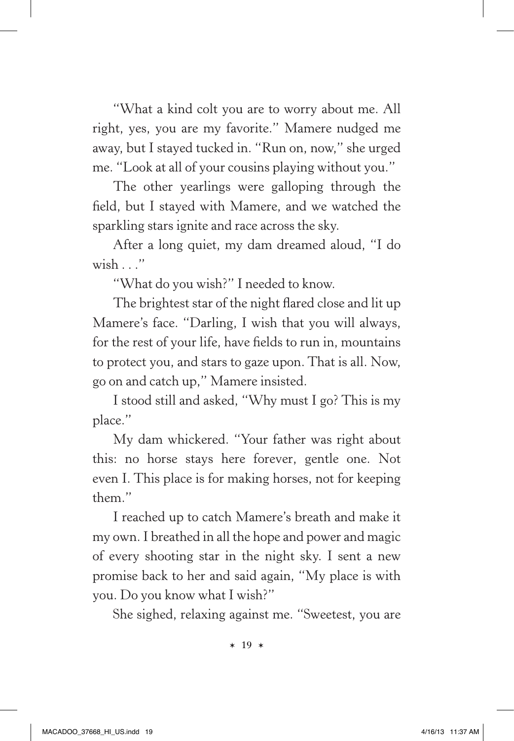"What a kind colt you are to worry about me. All right, yes, you are my favorite." Mamere nudged me away, but I stayed tucked in. "Run on, now," she urged me. "Look at all of your cousins playing without you."

The other yearlings were galloping through the field, but I stayed with Mamere, and we watched the sparkling stars ignite and race across the sky.

After a long quiet, my dam dreamed aloud, "I do wish . . ."

"What do you wish?" I needed to know.

The brightest star of the night flared close and lit up Mamere's face. "Darling, I wish that you will always, for the rest of your life, have fields to run in, mountains to protect you, and stars to gaze upon. That is all. Now, go on and catch up," Mamere insisted.

I stood still and asked, "Why must I go? This is my place."

My dam whickered. "Your father was right about this: no horse stays here forever, gentle one. Not even I. This place is for making horses, not for keeping them."

I reached up to catch Mamere's breath and make it my own. I breathed in all the hope and power and magic of every shooting star in the night sky. I sent a new promise back to her and said again, "My place is with you. Do you know what I wish?"

She sighed, relaxing against me. "Sweetest, you are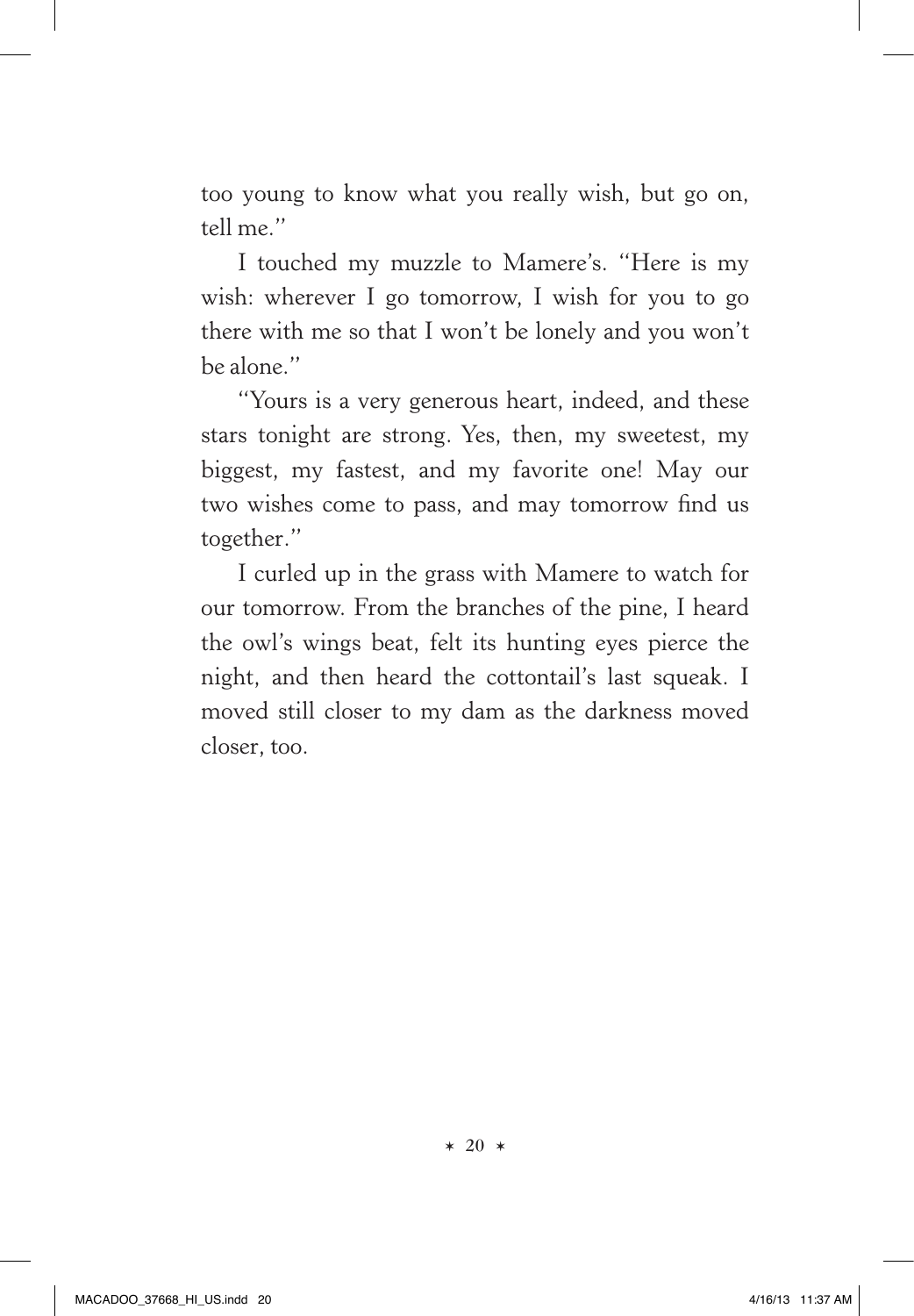too young to know what you really wish, but go on, tell me."

I touched my muzzle to Mamere's. "Here is my wish: wherever I go tomorrow, I wish for you to go there with me so that I won't be lonely and you won't be alone."

"Yours is a very generous heart, indeed, and these stars tonight are strong. Yes, then, my sweetest, my biggest, my fastest, and my favorite one! May our two wishes come to pass, and may tomorrow find us together."

I curled up in the grass with Mamere to watch for our tomorrow. From the branches of the pine, I heard the owl's wings beat, felt its hunting eyes pierce the night, and then heard the cottontail's last squeak. I moved still closer to my dam as the darkness moved closer, too.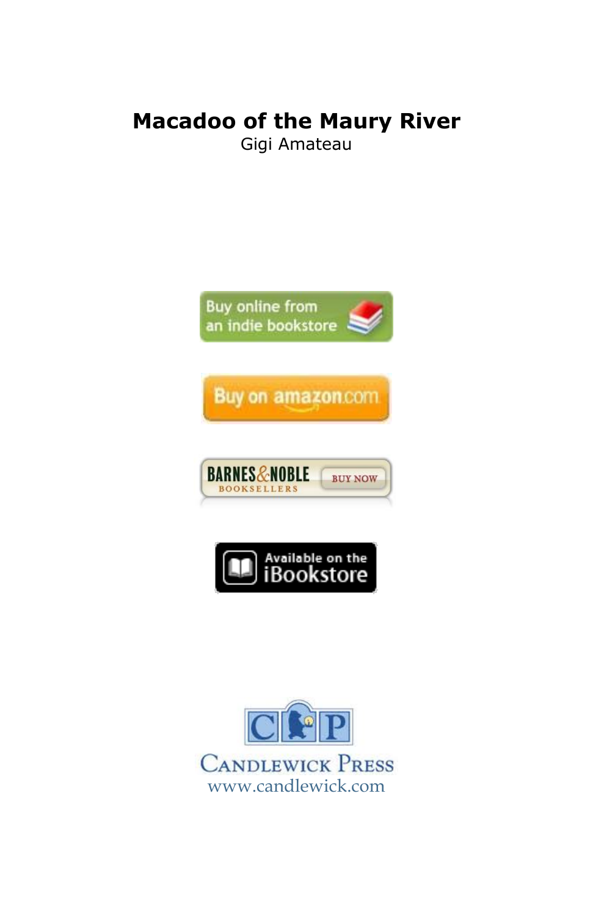# Macadoo of the Maury River

Gigi Amateau

Buy online from an indie bookstore

Buy on amazon.com

BARNES & NOBLE BOOKSELLERS BUY NOW

Available on the iBookstore

Candlewick Press
www.candlewick.com